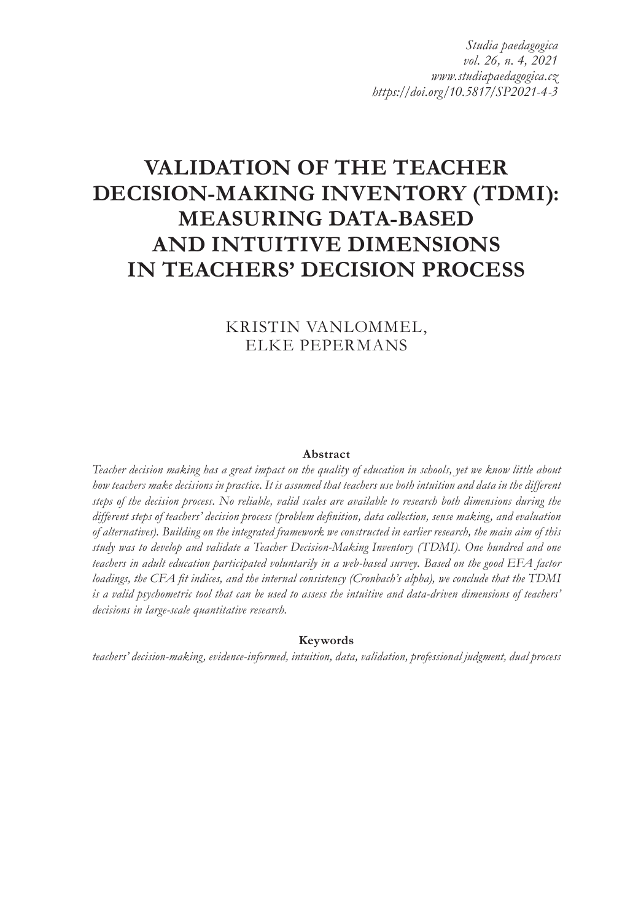Studia paedagogica
vol. 26, n. 4, 2021
www.studiapaedagogica.cz
https://doi.org/10.5817/SP2021-4-3

# VALIDATION OF THE TEACHER DECISION-MAKING INVENTORY (TDMI): MEASURING DATA-BASED AND INTUITIVE DIMENSIONS IN TEACHERS' DECISION PROCESS

KRISTIN VANLOMMEL,
ELKE PEPERMANS

**Abstract**

*Teacher decision making has a great impact on the quality of education in schools, yet we know little about how teachers make decisions in practice. It is assumed that teachers use both intuition and data in the different steps of the decision process. No reliable, valid scales are available to research both dimensions during the different steps of teachers' decision process (problem definition, data collection, sense making, and evaluation of alternatives). Building on the integrated framework we constructed in earlier research, the main aim of this study was to develop and validate a Teacher Decision-Making Inventory (TDMI). One hundred and one teachers in adult education participated voluntarily in a web-based survey. Based on the good EFA factor loadings, the CFA fit indices, and the internal consistency (Cronbach's alpha), we conclude that the TDMI is a valid psychometric tool that can be used to assess the intuitive and data-driven dimensions of teachers' decisions in large-scale quantitative research.*

**Keywords**

*teachers' decision-making, evidence-informed, intuition, data, validation, professional judgment, dual process*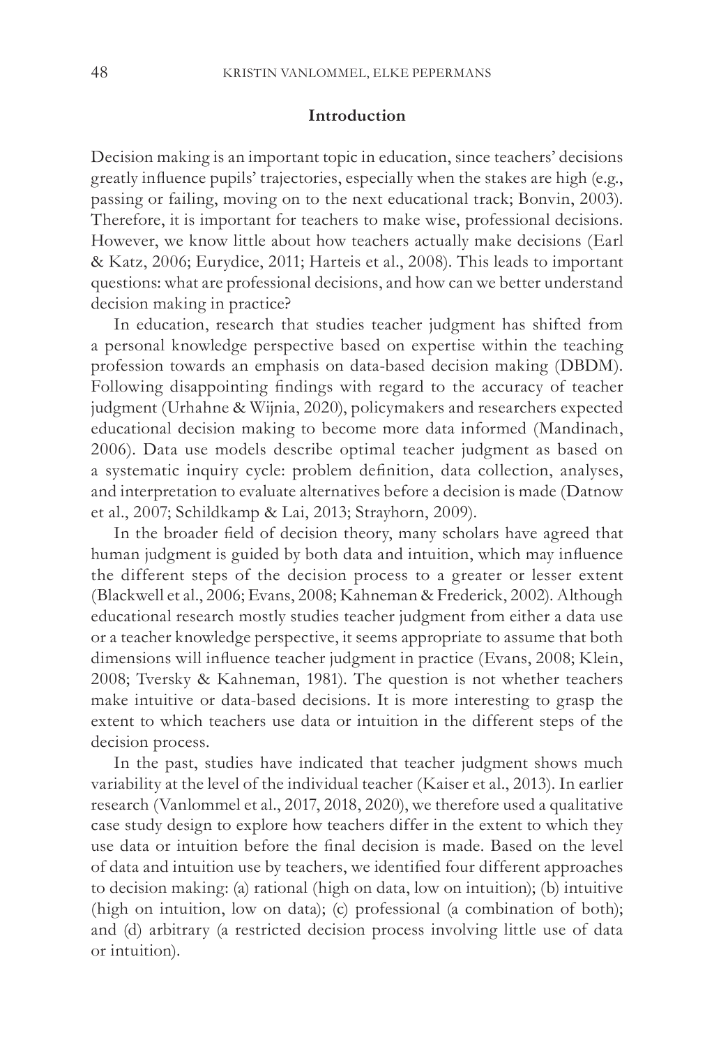## Introduction

Decision making is an important topic in education, since teachers' decisions greatly influence pupils' trajectories, especially when the stakes are high (e.g., passing or failing, moving on to the next educational track; Bonvin, 2003). Therefore, it is important for teachers to make wise, professional decisions. However, we know little about how teachers actually make decisions (Earl & Katz, 2006; Eurydice, 2011; Harteis et al., 2008). This leads to important questions: what are professional decisions, and how can we better understand decision making in practice?

In education, research that studies teacher judgment has shifted from a personal knowledge perspective based on expertise within the teaching profession towards an emphasis on data-based decision making (DBDM). Following disappointing findings with regard to the accuracy of teacher judgment (Urhahne & Wijnia, 2020), policymakers and researchers expected educational decision making to become more data informed (Mandinach, 2006). Data use models describe optimal teacher judgment as based on a systematic inquiry cycle: problem definition, data collection, analyses, and interpretation to evaluate alternatives before a decision is made (Datnow et al., 2007; Schildkamp & Lai, 2013; Strayhorn, 2009).

In the broader field of decision theory, many scholars have agreed that human judgment is guided by both data and intuition, which may influence the different steps of the decision process to a greater or lesser extent (Blackwell et al., 2006; Evans, 2008; Kahneman & Frederick, 2002). Although educational research mostly studies teacher judgment from either a data use or a teacher knowledge perspective, it seems appropriate to assume that both dimensions will influence teacher judgment in practice (Evans, 2008; Klein, 2008; Tversky & Kahneman, 1981). The question is not whether teachers make intuitive or data-based decisions. It is more interesting to grasp the extent to which teachers use data or intuition in the different steps of the decision process.

In the past, studies have indicated that teacher judgment shows much variability at the level of the individual teacher (Kaiser et al., 2013). In earlier research (Vanlommel et al., 2017, 2018, 2020), we therefore used a qualitative case study design to explore how teachers differ in the extent to which they use data or intuition before the final decision is made. Based on the level of data and intuition use by teachers, we identified four different approaches to decision making: (a) rational (high on data, low on intuition); (b) intuitive (high on intuition, low on data); (c) professional (a combination of both); and (d) arbitrary (a restricted decision process involving little use of data or intuition).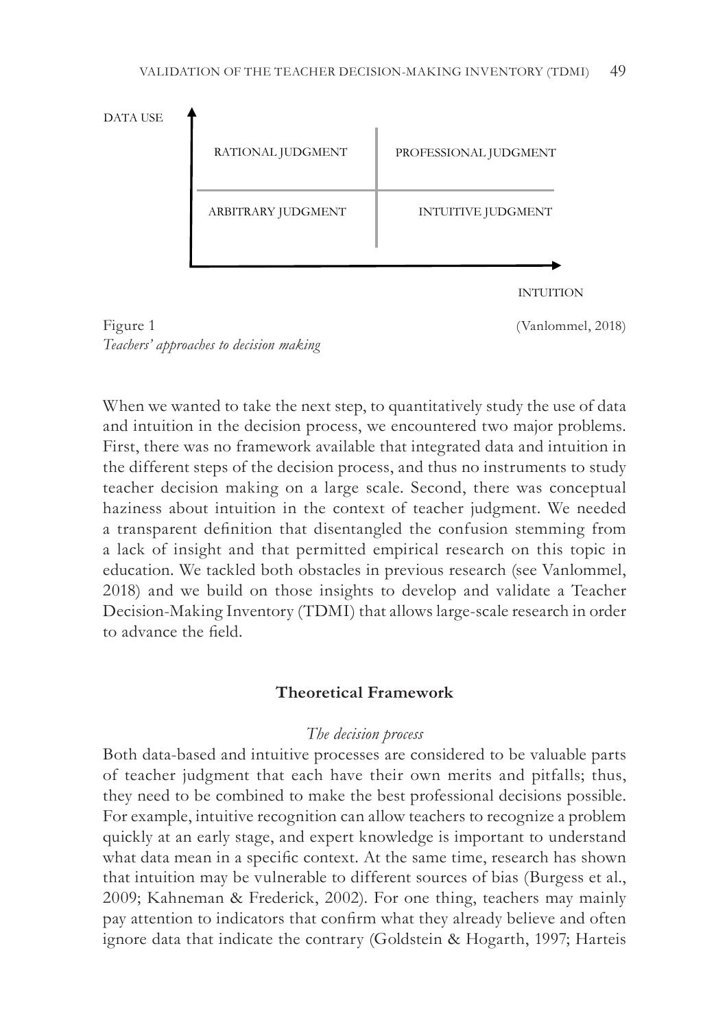DATA USE

| | |
|---|---|
| RATIONAL JUDGMENT | PROFESSIONAL JUDGMENT |
| ARBITRARY JUDGMENT | INTUITIVE JUDGMENT |

INTUITION

Figure 1 (Vanlommel, 2018)
*Teachers' approaches to decision making*

When we wanted to take the next step, to quantitatively study the use of data and intuition in the decision process, we encountered two major problems. First, there was no framework available that integrated data and intuition in the different steps of the decision process, and thus no instruments to study teacher decision making on a large scale. Second, there was conceptual haziness about intuition in the context of teacher judgment. We needed a transparent definition that disentangled the confusion stemming from a lack of insight and that permitted empirical research on this topic in education. We tackled both obstacles in previous research (see Vanlommel, 2018) and we build on those insights to develop and validate a Teacher Decision-Making Inventory (TDMI) that allows large-scale research in order to advance the field.

## Theoretical Framework

### *The decision process*

Both data-based and intuitive processes are considered to be valuable parts of teacher judgment that each have their own merits and pitfalls; thus, they need to be combined to make the best professional decisions possible. For example, intuitive recognition can allow teachers to recognize a problem quickly at an early stage, and expert knowledge is important to understand what data mean in a specific context. At the same time, research has shown that intuition may be vulnerable to different sources of bias (Burgess et al., 2009; Kahneman & Frederick, 2002). For one thing, teachers may mainly pay attention to indicators that confirm what they already believe and often ignore data that indicate the contrary (Goldstein & Hogarth, 1997; Harteis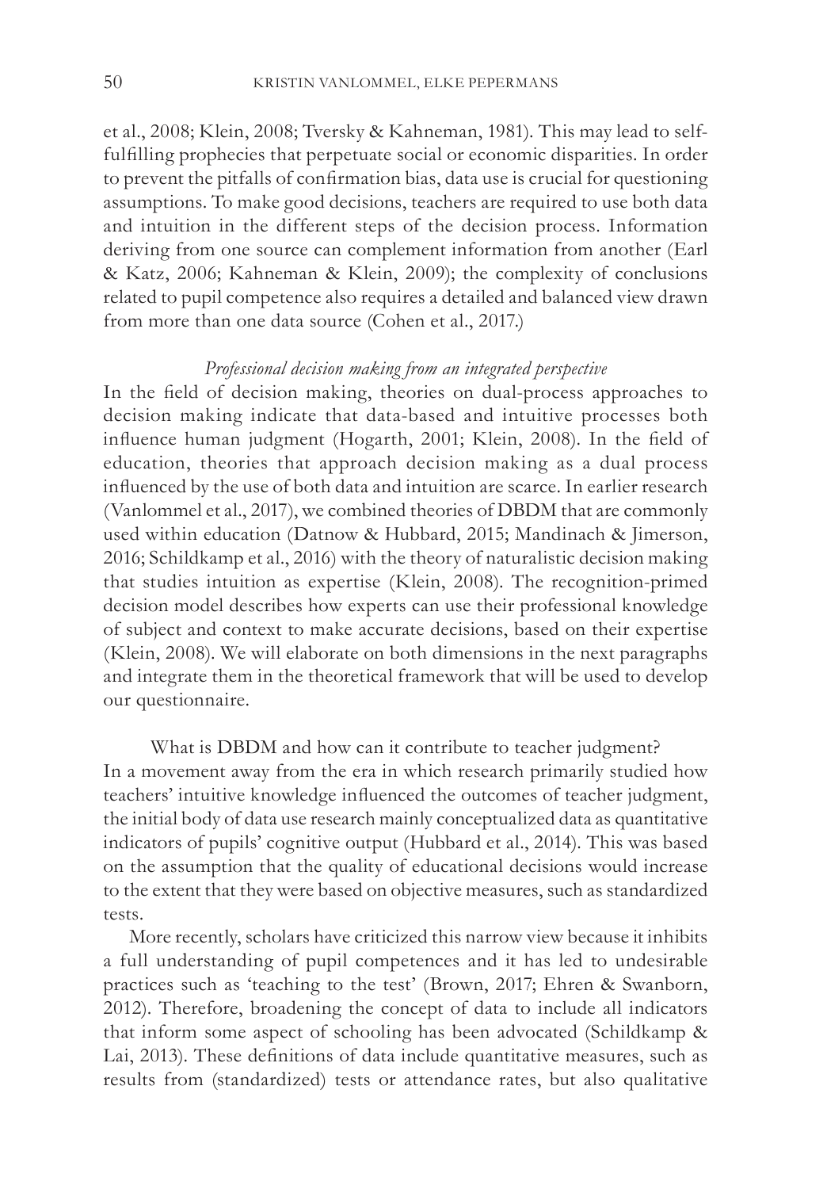et al., 2008; Klein, 2008; Tversky & Kahneman, 1981). This may lead to self-fulfilling prophecies that perpetuate social or economic disparities. In order to prevent the pitfalls of confirmation bias, data use is crucial for questioning assumptions. To make good decisions, teachers are required to use both data and intuition in the different steps of the decision process. Information deriving from one source can complement information from another (Earl & Katz, 2006; Kahneman & Klein, 2009); the complexity of conclusions related to pupil competence also requires a detailed and balanced view drawn from more than one data source (Cohen et al., 2017.)

### *Professional decision making from an integrated perspective*

In the field of decision making, theories on dual-process approaches to decision making indicate that data-based and intuitive processes both influence human judgment (Hogarth, 2001; Klein, 2008). In the field of education, theories that approach decision making as a dual process influenced by the use of both data and intuition are scarce. In earlier research (Vanlommel et al., 2017), we combined theories of DBDM that are commonly used within education (Datnow & Hubbard, 2015; Mandinach & Jimerson, 2016; Schildkamp et al., 2016) with the theory of naturalistic decision making that studies intuition as expertise (Klein, 2008). The recognition-primed decision model describes how experts can use their professional knowledge of subject and context to make accurate decisions, based on their expertise (Klein, 2008). We will elaborate on both dimensions in the next paragraphs and integrate them in the theoretical framework that will be used to develop our questionnaire.

#### What is DBDM and how can it contribute to teacher judgment?

In a movement away from the era in which research primarily studied how teachers' intuitive knowledge influenced the outcomes of teacher judgment, the initial body of data use research mainly conceptualized data as quantitative indicators of pupils' cognitive output (Hubbard et al., 2014). This was based on the assumption that the quality of educational decisions would increase to the extent that they were based on objective measures, such as standardized tests.

More recently, scholars have criticized this narrow view because it inhibits a full understanding of pupil competences and it has led to undesirable practices such as 'teaching to the test' (Brown, 2017; Ehren & Swanborn, 2012). Therefore, broadening the concept of data to include all indicators that inform some aspect of schooling has been advocated (Schildkamp & Lai, 2013). These definitions of data include quantitative measures, such as results from (standardized) tests or attendance rates, but also qualitative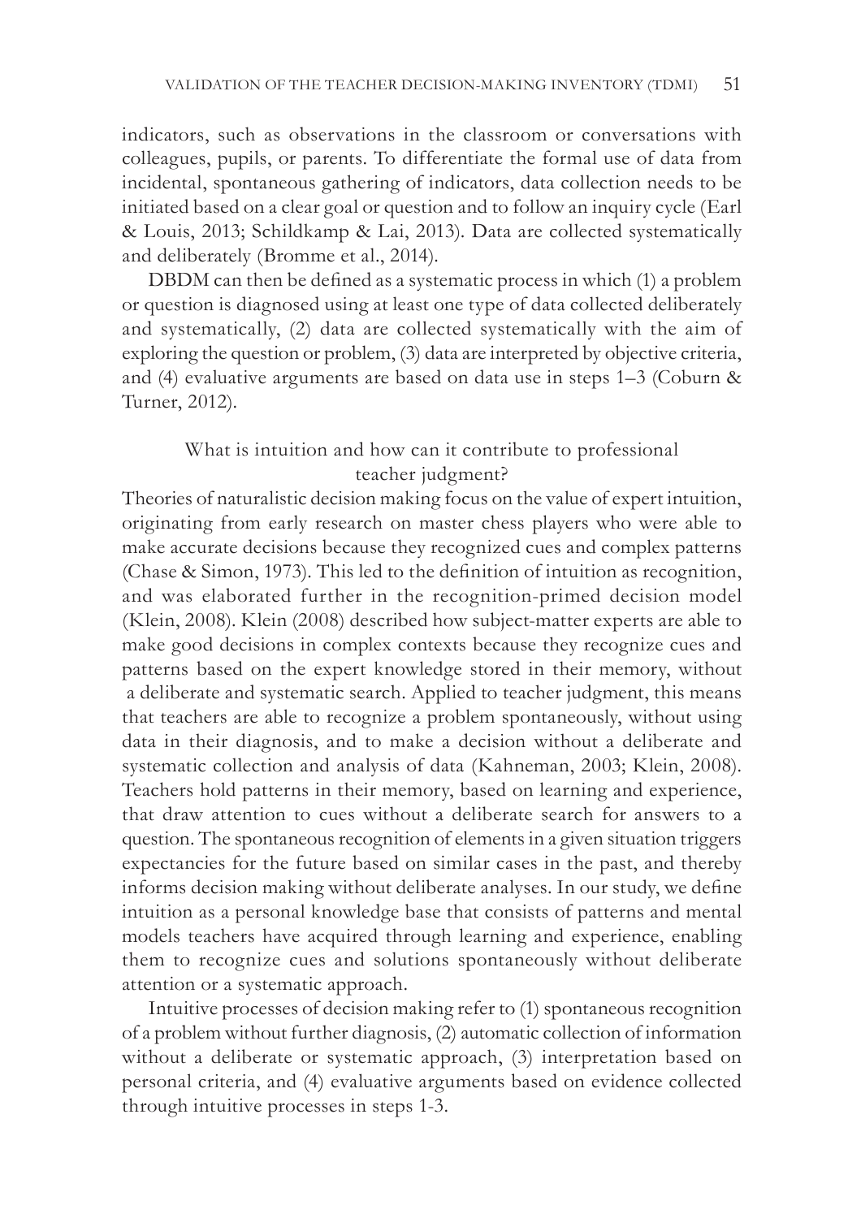indicators, such as observations in the classroom or conversations with colleagues, pupils, or parents. To differentiate the formal use of data from incidental, spontaneous gathering of indicators, data collection needs to be initiated based on a clear goal or question and to follow an inquiry cycle (Earl & Louis, 2013; Schildkamp & Lai, 2013). Data are collected systematically and deliberately (Bromme et al., 2014).

DBDM can then be defined as a systematic process in which (1) a problem or question is diagnosed using at least one type of data collected deliberately and systematically, (2) data are collected systematically with the aim of exploring the question or problem, (3) data are interpreted by objective criteria, and (4) evaluative arguments are based on data use in steps 1–3 (Coburn & Turner, 2012).

## What is intuition and how can it contribute to professional teacher judgment?

Theories of naturalistic decision making focus on the value of expert intuition, originating from early research on master chess players who were able to make accurate decisions because they recognized cues and complex patterns (Chase & Simon, 1973). This led to the definition of intuition as recognition, and was elaborated further in the recognition-primed decision model (Klein, 2008). Klein (2008) described how subject-matter experts are able to make good decisions in complex contexts because they recognize cues and patterns based on the expert knowledge stored in their memory, without a deliberate and systematic search. Applied to teacher judgment, this means that teachers are able to recognize a problem spontaneously, without using data in their diagnosis, and to make a decision without a deliberate and systematic collection and analysis of data (Kahneman, 2003; Klein, 2008). Teachers hold patterns in their memory, based on learning and experience, that draw attention to cues without a deliberate search for answers to a question. The spontaneous recognition of elements in a given situation triggers expectancies for the future based on similar cases in the past, and thereby informs decision making without deliberate analyses. In our study, we define intuition as a personal knowledge base that consists of patterns and mental models teachers have acquired through learning and experience, enabling them to recognize cues and solutions spontaneously without deliberate attention or a systematic approach.

Intuitive processes of decision making refer to (1) spontaneous recognition of a problem without further diagnosis, (2) automatic collection of information without a deliberate or systematic approach, (3) interpretation based on personal criteria, and (4) evaluative arguments based on evidence collected through intuitive processes in steps 1-3.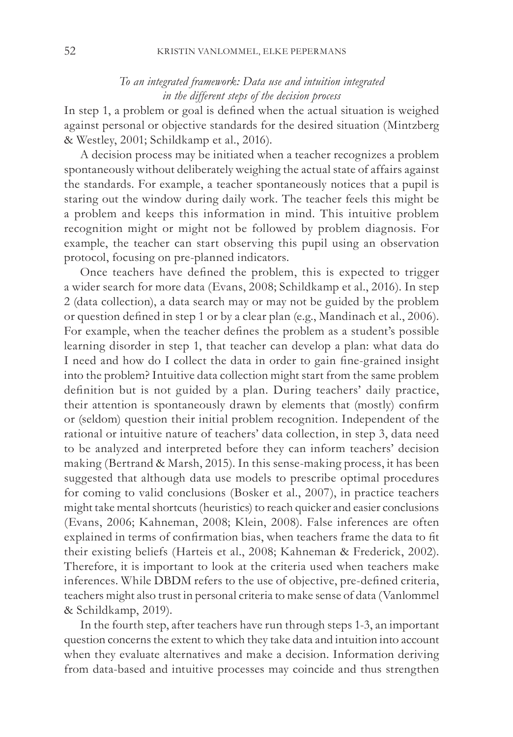*To an integrated framework: Data use and intuition integrated in the different steps of the decision process*

In step 1, a problem or goal is defined when the actual situation is weighed against personal or objective standards for the desired situation (Mintzberg & Westley, 2001; Schildkamp et al., 2016).

A decision process may be initiated when a teacher recognizes a problem spontaneously without deliberately weighing the actual state of affairs against the standards. For example, a teacher spontaneously notices that a pupil is staring out the window during daily work. The teacher feels this might be a problem and keeps this information in mind. This intuitive problem recognition might or might not be followed by problem diagnosis. For example, the teacher can start observing this pupil using an observation protocol, focusing on pre-planned indicators.

Once teachers have defined the problem, this is expected to trigger a wider search for more data (Evans, 2008; Schildkamp et al., 2016). In step 2 (data collection), a data search may or may not be guided by the problem or question defined in step 1 or by a clear plan (e.g., Mandinach et al., 2006). For example, when the teacher defines the problem as a student's possible learning disorder in step 1, that teacher can develop a plan: what data do I need and how do I collect the data in order to gain fine-grained insight into the problem? Intuitive data collection might start from the same problem definition but is not guided by a plan. During teachers' daily practice, their attention is spontaneously drawn by elements that (mostly) confirm or (seldom) question their initial problem recognition. Independent of the rational or intuitive nature of teachers' data collection, in step 3, data need to be analyzed and interpreted before they can inform teachers' decision making (Bertrand & Marsh, 2015). In this sense-making process, it has been suggested that although data use models to prescribe optimal procedures for coming to valid conclusions (Bosker et al., 2007), in practice teachers might take mental shortcuts (heuristics) to reach quicker and easier conclusions (Evans, 2006; Kahneman, 2008; Klein, 2008). False inferences are often explained in terms of confirmation bias, when teachers frame the data to fit their existing beliefs (Harteis et al., 2008; Kahneman & Frederick, 2002). Therefore, it is important to look at the criteria used when teachers make inferences. While DBDM refers to the use of objective, pre-defined criteria, teachers might also trust in personal criteria to make sense of data (Vanlommel & Schildkamp, 2019).

In the fourth step, after teachers have run through steps 1-3, an important question concerns the extent to which they take data and intuition into account when they evaluate alternatives and make a decision. Information deriving from data-based and intuitive processes may coincide and thus strengthen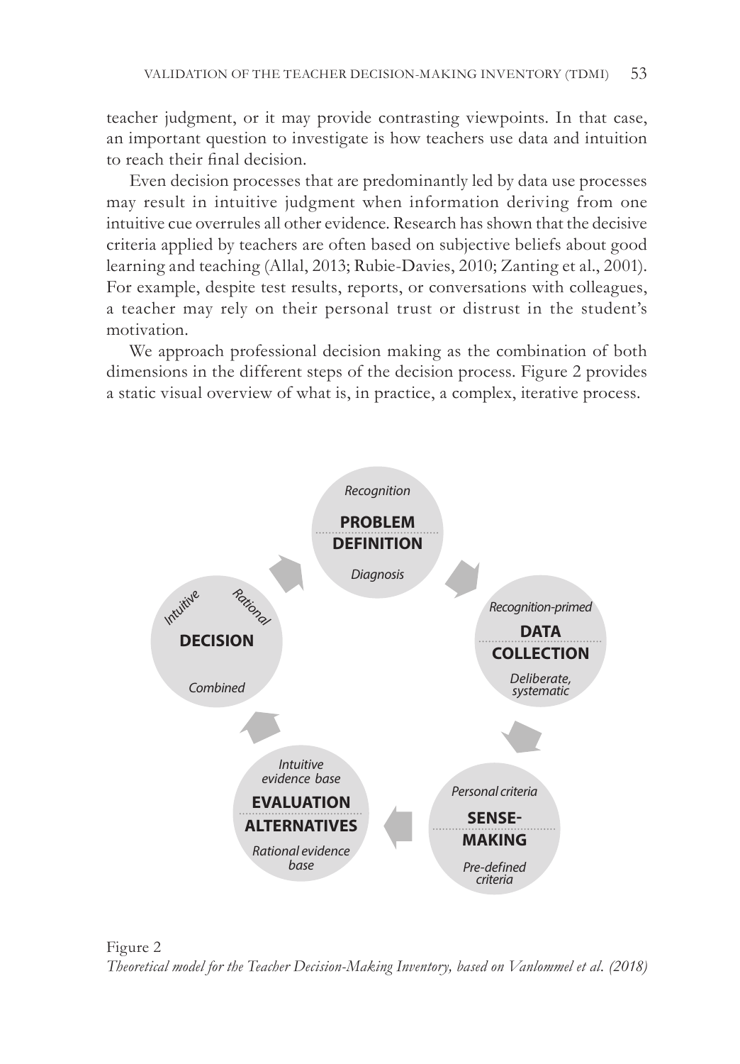teacher judgment, or it may provide contrasting viewpoints. In that case, an important question to investigate is how teachers use data and intuition to reach their final decision.

Even decision processes that are predominantly led by data use processes may result in intuitive judgment when information deriving from one intuitive cue overrules all other evidence. Research has shown that the decisive criteria applied by teachers are often based on subjective beliefs about good learning and teaching (Allal, 2013; Rubie-Davies, 2010; Zanting et al., 2001). For example, despite test results, reports, or conversations with colleagues, a teacher may rely on their personal trust or distrust in the student's motivation.

We approach professional decision making as the combination of both dimensions in the different steps of the decision process. Figure 2 provides a static visual overview of what is, in practice, a complex, iterative process.

*Recognition*

**PROBLEM DEFINITION**

*Diagnosis*

*Recognition-primed*

**DATA COLLECTION**

*Deliberate, systematic*

*Personal criteria*

**SENSE-MAKING**

*Pre-defined criteria*

*Intuitive evidence base*

**EVALUATION ALTERNATIVES**

*Rational evidence base*

*Intuitive* *Rational*

**DECISION**

*Combined*

Figure 2
*Theoretical model for the Teacher Decision-Making Inventory, based on Vanlommel et al. (2018)*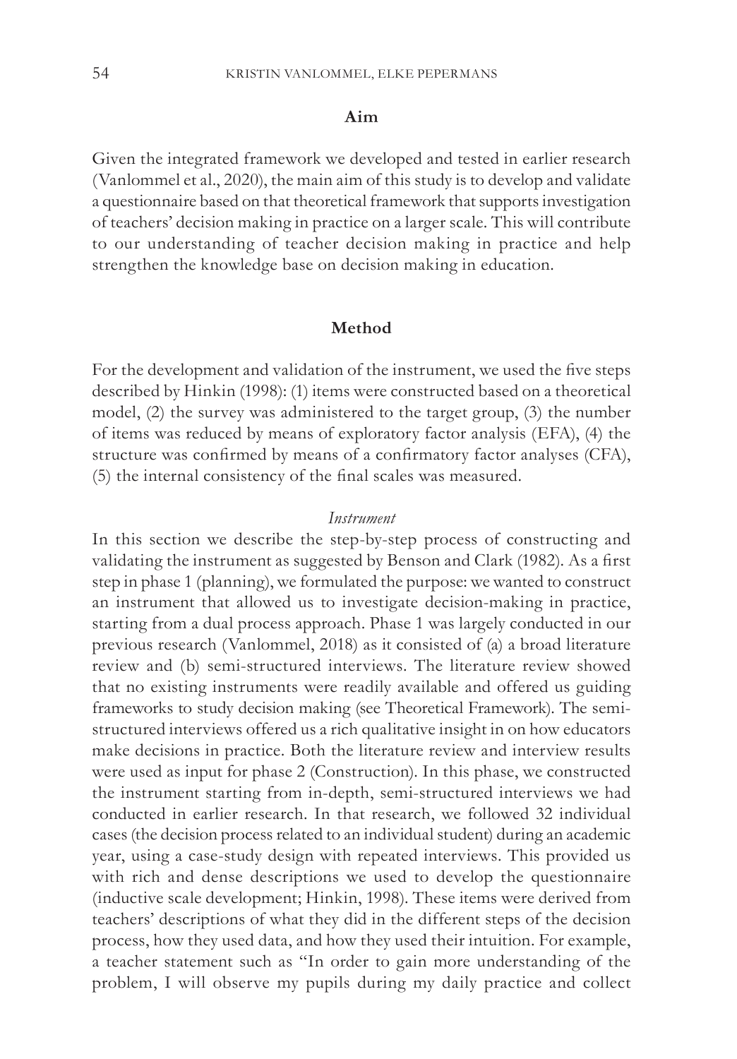## Aim

Given the integrated framework we developed and tested in earlier research (Vanlommel et al., 2020), the main aim of this study is to develop and validate a questionnaire based on that theoretical framework that supports investigation of teachers' decision making in practice on a larger scale. This will contribute to our understanding of teacher decision making in practice and help strengthen the knowledge base on decision making in education.

## Method

For the development and validation of the instrument, we used the five steps described by Hinkin (1998): (1) items were constructed based on a theoretical model, (2) the survey was administered to the target group, (3) the number of items was reduced by means of exploratory factor analysis (EFA), (4) the structure was confirmed by means of a confirmatory factor analyses (CFA), (5) the internal consistency of the final scales was measured.

### *Instrument*

In this section we describe the step-by-step process of constructing and validating the instrument as suggested by Benson and Clark (1982). As a first step in phase 1 (planning), we formulated the purpose: we wanted to construct an instrument that allowed us to investigate decision-making in practice, starting from a dual process approach. Phase 1 was largely conducted in our previous research (Vanlommel, 2018) as it consisted of (a) a broad literature review and (b) semi-structured interviews. The literature review showed that no existing instruments were readily available and offered us guiding frameworks to study decision making (see Theoretical Framework). The semi-structured interviews offered us a rich qualitative insight in on how educators make decisions in practice. Both the literature review and interview results were used as input for phase 2 (Construction). In this phase, we constructed the instrument starting from in-depth, semi-structured interviews we had conducted in earlier research. In that research, we followed 32 individual cases (the decision process related to an individual student) during an academic year, using a case-study design with repeated interviews. This provided us with rich and dense descriptions we used to develop the questionnaire (inductive scale development; Hinkin, 1998). These items were derived from teachers' descriptions of what they did in the different steps of the decision process, how they used data, and how they used their intuition. For example, a teacher statement such as "In order to gain more understanding of the problem, I will observe my pupils during my daily practice and collect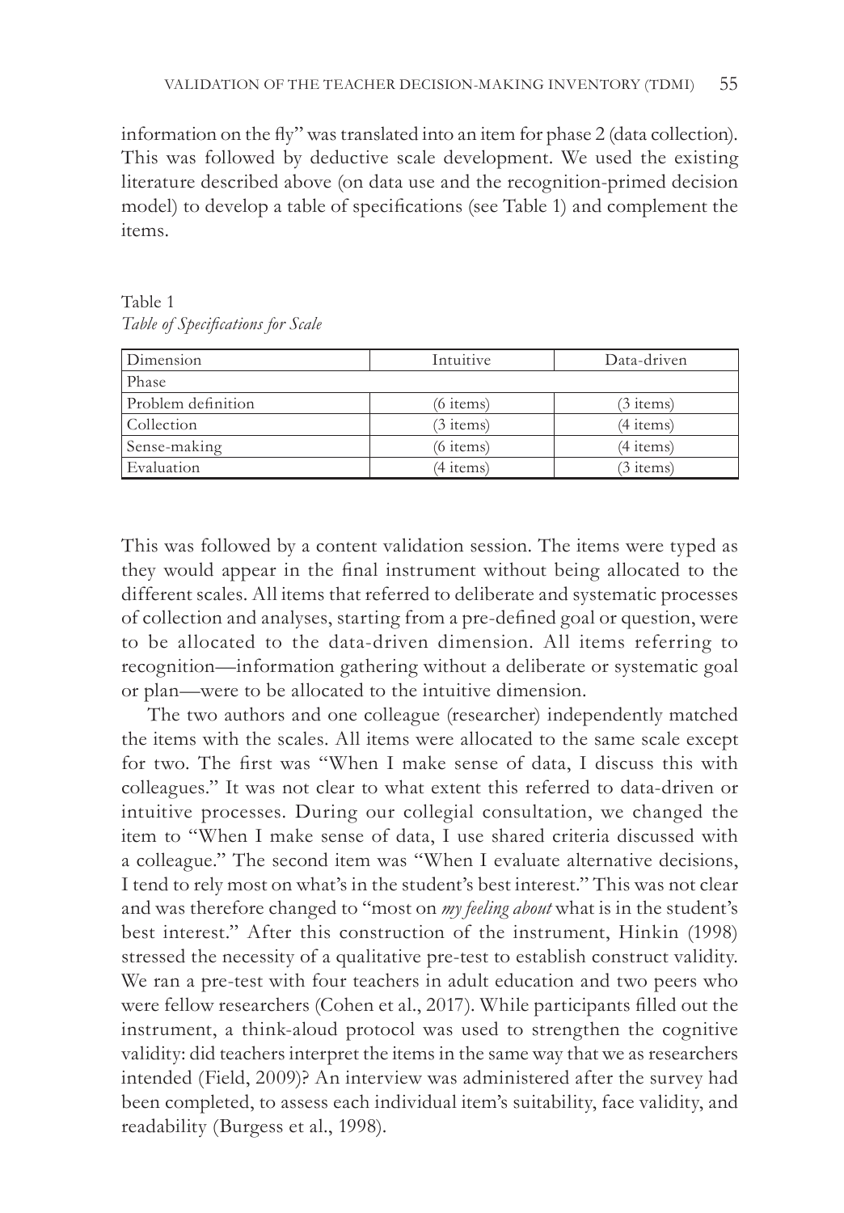information on the fly" was translated into an item for phase 2 (data collection). This was followed by deductive scale development. We used the existing literature described above (on data use and the recognition-primed decision model) to develop a table of specifications (see Table 1) and complement the items.

Table 1
*Table of Specifications for Scale*

| Dimension | Intuitive | Data-driven |
| --- | --- | --- |
| Phase | | |
| Problem definition | (6 items) | (3 items) |
| Collection | (3 items) | (4 items) |
| Sense-making | (6 items) | (4 items) |
| Evaluation | (4 items) | (3 items) |

This was followed by a content validation session. The items were typed as they would appear in the final instrument without being allocated to the different scales. All items that referred to deliberate and systematic processes of collection and analyses, starting from a pre-defined goal or question, were to be allocated to the data-driven dimension. All items referring to recognition—information gathering without a deliberate or systematic goal or plan—were to be allocated to the intuitive dimension.

The two authors and one colleague (researcher) independently matched the items with the scales. All items were allocated to the same scale except for two. The first was "When I make sense of data, I discuss this with colleagues." It was not clear to what extent this referred to data-driven or intuitive processes. During our collegial consultation, we changed the item to "When I make sense of data, I use shared criteria discussed with a colleague." The second item was "When I evaluate alternative decisions, I tend to rely most on what's in the student's best interest." This was not clear and was therefore changed to "most on *my feeling about* what is in the student's best interest." After this construction of the instrument, Hinkin (1998) stressed the necessity of a qualitative pre-test to establish construct validity. We ran a pre-test with four teachers in adult education and two peers who were fellow researchers (Cohen et al., 2017). While participants filled out the instrument, a think-aloud protocol was used to strengthen the cognitive validity: did teachers interpret the items in the same way that we as researchers intended (Field, 2009)? An interview was administered after the survey had been completed, to assess each individual item's suitability, face validity, and readability (Burgess et al., 1998).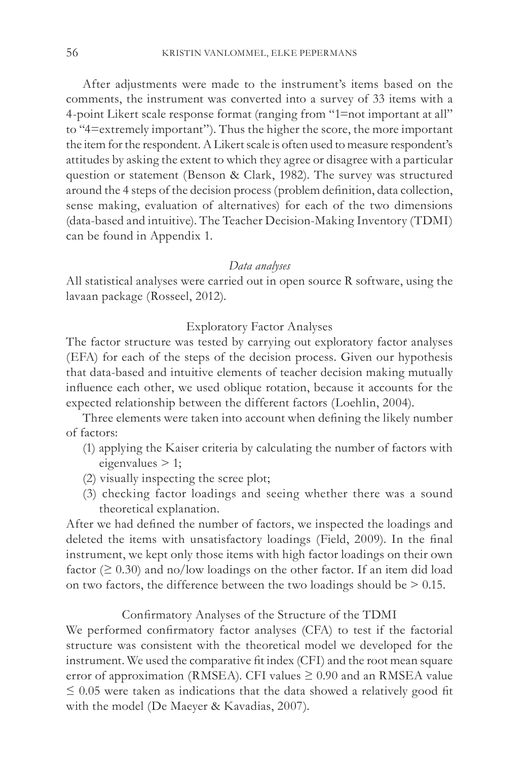After adjustments were made to the instrument's items based on the comments, the instrument was converted into a survey of 33 items with a 4-point Likert scale response format (ranging from "1=not important at all" to "4=extremely important"). Thus the higher the score, the more important the item for the respondent. A Likert scale is often used to measure respondent's attitudes by asking the extent to which they agree or disagree with a particular question or statement (Benson & Clark, 1982). The survey was structured around the 4 steps of the decision process (problem definition, data collection, sense making, evaluation of alternatives) for each of the two dimensions (data-based and intuitive). The Teacher Decision-Making Inventory (TDMI) can be found in Appendix 1.

### *Data analyses*

All statistical analyses were carried out in open source R software, using the lavaan package (Rosseel, 2012).

#### Exploratory Factor Analyses

The factor structure was tested by carrying out exploratory factor analyses (EFA) for each of the steps of the decision process. Given our hypothesis that data-based and intuitive elements of teacher decision making mutually influence each other, we used oblique rotation, because it accounts for the expected relationship between the different factors (Loehlin, 2004).

Three elements were taken into account when defining the likely number of factors:

(1) applying the Kaiser criteria by calculating the number of factors with eigenvalues $> 1$;
(2) visually inspecting the scree plot;
(3) checking factor loadings and seeing whether there was a sound theoretical explanation.

After we had defined the number of factors, we inspected the loadings and deleted the items with unsatisfactory loadings (Field, 2009). In the final instrument, we kept only those items with high factor loadings on their own factor ($\geq 0.30$) and no/low loadings on the other factor. If an item did load on two factors, the difference between the two loadings should be $> 0.15$.

#### Confirmatory Analyses of the Structure of the TDMI

We performed confirmatory factor analyses (CFA) to test if the factorial structure was consistent with the theoretical model we developed for the instrument. We used the comparative fit index (CFI) and the root mean square error of approximation (RMSEA). CFI values $\geq 0.90$ and an RMSEA value $\leq 0.05$ were taken as indications that the data showed a relatively good fit with the model (De Maeyer & Kavadias, 2007).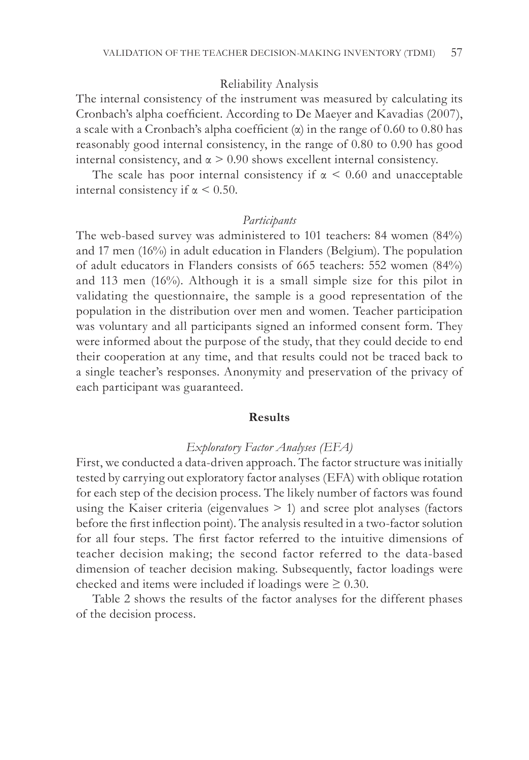### Reliability Analysis

The internal consistency of the instrument was measured by calculating its Cronbach's alpha coefficient. According to De Maeyer and Kavadias (2007), a scale with a Cronbach's alpha coefficient ($\alpha$) in the range of 0.60 to 0.80 has reasonably good internal consistency, in the range of 0.80 to 0.90 has good internal consistency, and $\alpha > 0.90$ shows excellent internal consistency.

The scale has poor internal consistency if $\alpha < 0.60$ and unacceptable internal consistency if $\alpha < 0.50$.

#### *Participants*

The web-based survey was administered to 101 teachers: 84 women (84%) and 17 men (16%) in adult education in Flanders (Belgium). The population of adult educators in Flanders consists of 665 teachers: 552 women (84%) and 113 men (16%). Although it is a small simple size for this pilot in validating the questionnaire, the sample is a good representation of the population in the distribution over men and women. Teacher participation was voluntary and all participants signed an informed consent form. They were informed about the purpose of the study, that they could decide to end their cooperation at any time, and that results could not be traced back to a single teacher's responses. Anonymity and preservation of the privacy of each participant was guaranteed.

## Results

#### *Exploratory Factor Analyses (EFA)*

First, we conducted a data-driven approach. The factor structure was initially tested by carrying out exploratory factor analyses (EFA) with oblique rotation for each step of the decision process. The likely number of factors was found using the Kaiser criteria (eigenvalues > 1) and scree plot analyses (factors before the first inflection point). The analysis resulted in a two-factor solution for all four steps. The first factor referred to the intuitive dimensions of teacher decision making; the second factor referred to the data-based dimension of teacher decision making. Subsequently, factor loadings were checked and items were included if loadings were $\geq 0.30$.

Table 2 shows the results of the factor analyses for the different phases of the decision process.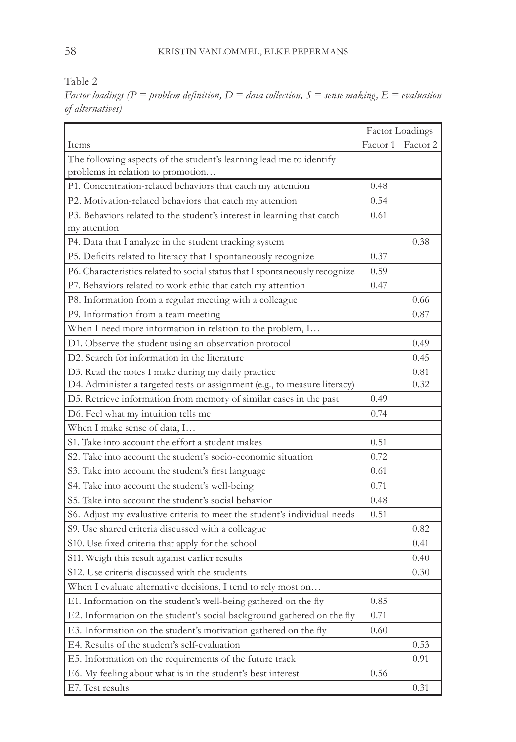Table 2

*Factor loadings (P = problem definition, D = data collection, S = sense making, E = evaluation of alternatives)*

| | Factor Loadings | |
|---|---|---|
| Items | Factor 1 | Factor 2 |
| The following aspects of the student's learning lead me to identify problems in relation to promotion… | | |
| P1. Concentration-related behaviors that catch my attention | 0.48 | |
| P2. Motivation-related behaviors that catch my attention | 0.54 | |
| P3. Behaviors related to the student's interest in learning that catch my attention | 0.61 | |
| P4. Data that I analyze in the student tracking system | | 0.38 |
| P5. Deficits related to literacy that I spontaneously recognize | 0.37 | |
| P6. Characteristics related to social status that I spontaneously recognize | 0.59 | |
| P7. Behaviors related to work ethic that catch my attention | 0.47 | |
| P8. Information from a regular meeting with a colleague | | 0.66 |
| P9. Information from a team meeting | | 0.87 |
| When I need more information in relation to the problem, I… | | |
| D1. Observe the student using an observation protocol | | 0.49 |
| D2. Search for information in the literature | | 0.45 |
| D3. Read the notes I make during my daily practice | | 0.81 |
| D4. Administer a targeted tests or assignment (e.g., to measure literacy) | | 0.32 |
| D5. Retrieve information from memory of similar cases in the past | 0.49 | |
| D6. Feel what my intuition tells me | 0.74 | |
| When I make sense of data, I… | | |
| S1. Take into account the effort a student makes | 0.51 | |
| S2. Take into account the student's socio-economic situation | 0.72 | |
| S3. Take into account the student's first language | 0.61 | |
| S4. Take into account the student's well-being | 0.71 | |
| S5. Take into account the student's social behavior | 0.48 | |
| S6. Adjust my evaluative criteria to meet the student's individual needs | 0.51 | |
| S9. Use shared criteria discussed with a colleague | | 0.82 |
| S10. Use fixed criteria that apply for the school | | 0.41 |
| S11. Weigh this result against earlier results | | 0.40 |
| S12. Use criteria discussed with the students | | 0.30 |
| When I evaluate alternative decisions, I tend to rely most on… | | |
| E1. Information on the student's well-being gathered on the fly | 0.85 | |
| E2. Information on the student's social background gathered on the fly | 0.71 | |
| E3. Information on the student's motivation gathered on the fly | 0.60 | |
| E4. Results of the student's self-evaluation | | 0.53 |
| E5. Information on the requirements of the future track | | 0.91 |
| E6. My feeling about what is in the student's best interest | 0.56 | |
| E7. Test results | | 0.31 |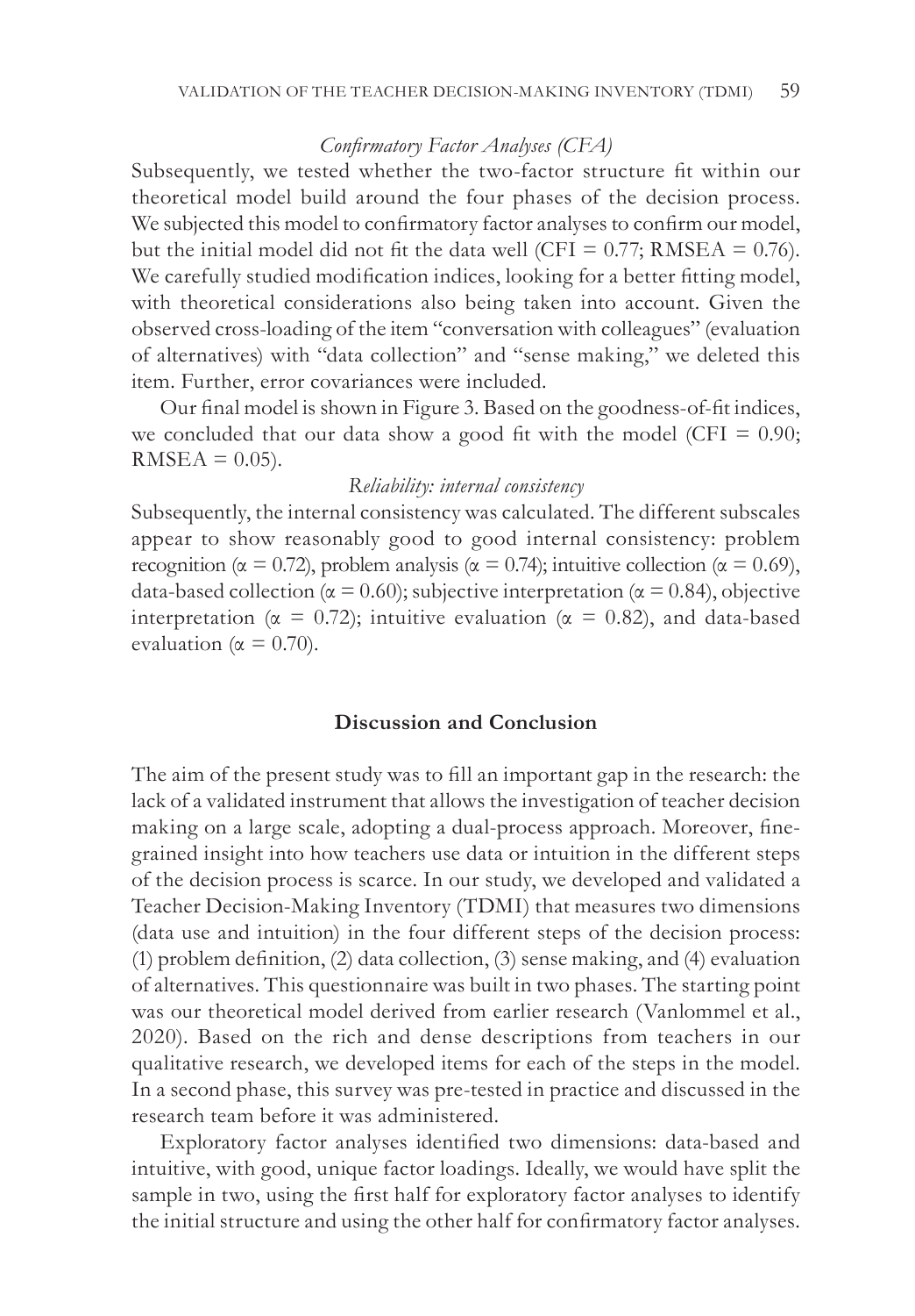### *Confirmatory Factor Analyses (CFA)*

Subsequently, we tested whether the two-factor structure fit within our theoretical model build around the four phases of the decision process. We subjected this model to confirmatory factor analyses to confirm our model, but the initial model did not fit the data well (CFI = 0.77; RMSEA = 0.76). We carefully studied modification indices, looking for a better fitting model, with theoretical considerations also being taken into account. Given the observed cross-loading of the item "conversation with colleagues" (evaluation of alternatives) with "data collection" and "sense making," we deleted this item. Further, error covariances were included.

Our final model is shown in Figure 3. Based on the goodness-of-fit indices, we concluded that our data show a good fit with the model (CFI = 0.90; RMSEA = 0.05).

### *Reliability: internal consistency*

Subsequently, the internal consistency was calculated. The different subscales appear to show reasonably good to good internal consistency: problem recognition ($\alpha = 0.72$), problem analysis ($\alpha = 0.74$); intuitive collection ($\alpha = 0.69$), data-based collection ($\alpha = 0.60$); subjective interpretation ($\alpha = 0.84$), objective interpretation ($\alpha = 0.72$); intuitive evaluation ($\alpha = 0.82$), and data-based evaluation ($\alpha = 0.70$).

## **Discussion and Conclusion**

The aim of the present study was to fill an important gap in the research: the lack of a validated instrument that allows the investigation of teacher decision making on a large scale, adopting a dual-process approach. Moreover, fine-grained insight into how teachers use data or intuition in the different steps of the decision process is scarce. In our study, we developed and validated a Teacher Decision-Making Inventory (TDMI) that measures two dimensions (data use and intuition) in the four different steps of the decision process: (1) problem definition, (2) data collection, (3) sense making, and (4) evaluation of alternatives. This questionnaire was built in two phases. The starting point was our theoretical model derived from earlier research (Vanlommel et al., 2020). Based on the rich and dense descriptions from teachers in our qualitative research, we developed items for each of the steps in the model. In a second phase, this survey was pre-tested in practice and discussed in the research team before it was administered.

Exploratory factor analyses identified two dimensions: data-based and intuitive, with good, unique factor loadings. Ideally, we would have split the sample in two, using the first half for exploratory factor analyses to identify the initial structure and using the other half for confirmatory factor analyses.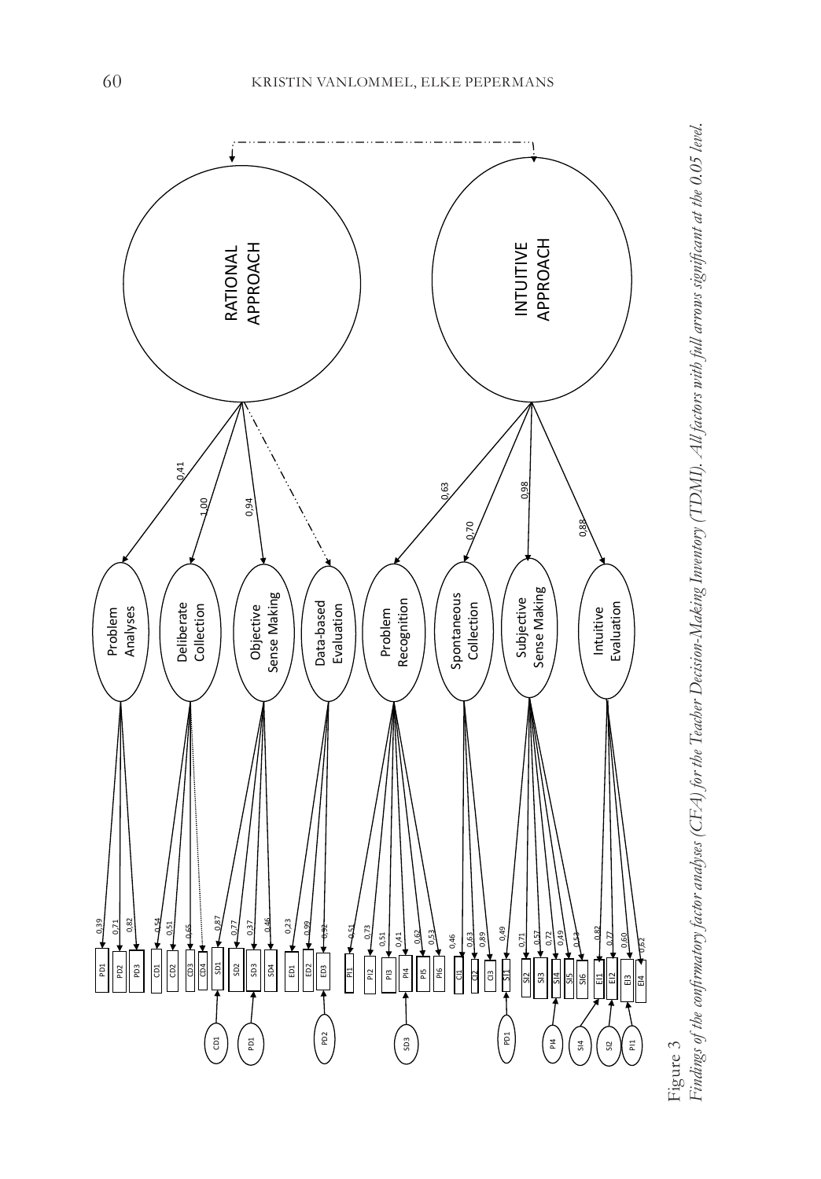Figure 3

*Findings of the confirmatory factor analyses (CFA) for the Teacher Decision-Making Inventory (TDMI). All factors with full arrows significant at the 0.05 level.*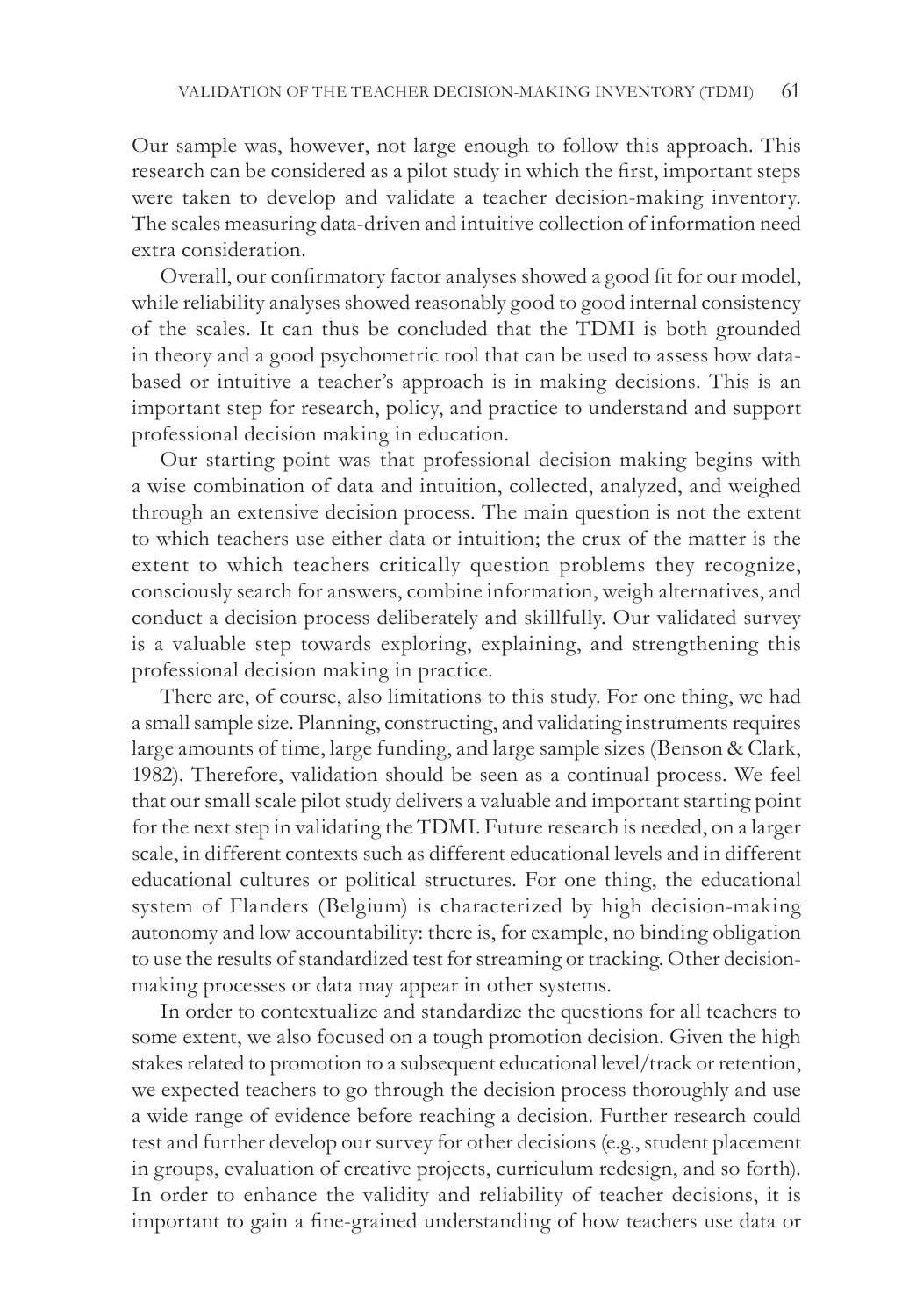Our sample was, however, not large enough to follow this approach. This research can be considered as a pilot study in which the first, important steps were taken to develop and validate a teacher decision-making inventory. The scales measuring data-driven and intuitive collection of information need extra consideration.

Overall, our confirmatory factor analyses showed a good fit for our model, while reliability analyses showed reasonably good to good internal consistency of the scales. It can thus be concluded that the TDMI is both grounded in theory and a good psychometric tool that can be used to assess how data-based or intuitive a teacher's approach is in making decisions. This is an important step for research, policy, and practice to understand and support professional decision making in education.

Our starting point was that professional decision making begins with a wise combination of data and intuition, collected, analyzed, and weighed through an extensive decision process. The main question is not the extent to which teachers use either data or intuition; the crux of the matter is the extent to which teachers critically question problems they recognize, consciously search for answers, combine information, weigh alternatives, and conduct a decision process deliberately and skillfully. Our validated survey is a valuable step towards exploring, explaining, and strengthening this professional decision making in practice.

There are, of course, also limitations to this study. For one thing, we had a small sample size. Planning, constructing, and validating instruments requires large amounts of time, large funding, and large sample sizes (Benson & Clark, 1982). Therefore, validation should be seen as a continual process. We feel that our small scale pilot study delivers a valuable and important starting point for the next step in validating the TDMI. Future research is needed, on a larger scale, in different contexts such as different educational levels and in different educational cultures or political structures. For one thing, the educational system of Flanders (Belgium) is characterized by high decision-making autonomy and low accountability: there is, for example, no binding obligation to use the results of standardized test for streaming or tracking. Other decision-making processes or data may appear in other systems.

In order to contextualize and standardize the questions for all teachers to some extent, we also focused on a tough promotion decision. Given the high stakes related to promotion to a subsequent educational level/track or retention, we expected teachers to go through the decision process thoroughly and use a wide range of evidence before reaching a decision. Further research could test and further develop our survey for other decisions (e.g., student placement in groups, evaluation of creative projects, curriculum redesign, and so forth). In order to enhance the validity and reliability of teacher decisions, it is important to gain a fine-grained understanding of how teachers use data or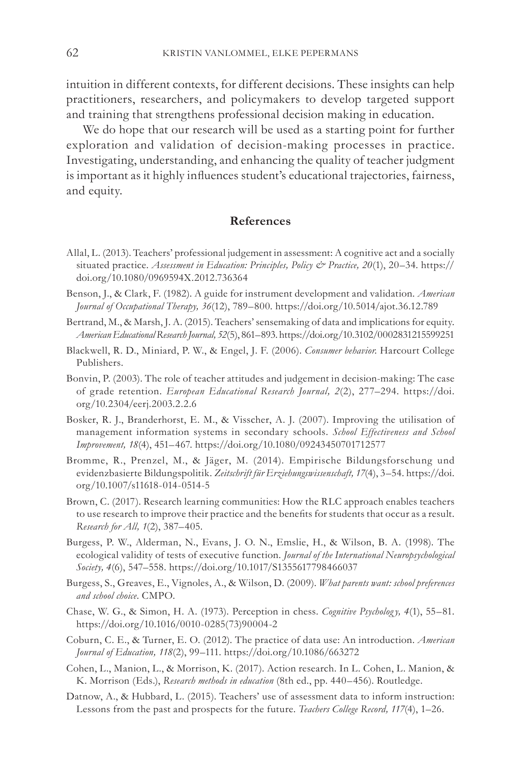intuition in different contexts, for different decisions. These insights can help practitioners, researchers, and policymakers to develop targeted support and training that strengthens professional decision making in education.

We do hope that our research will be used as a starting point for further exploration and validation of decision-making processes in practice. Investigating, understanding, and enhancing the quality of teacher judgment is important as it highly influences student's educational trajectories, fairness, and equity.

## References

Allal, L. (2013). Teachers' professional judgement in assessment: A cognitive act and a socially situated practice. *Assessment in Education: Principles, Policy & Practice, 20*(1), 20–34. https://doi.org/10.1080/0969594X.2012.736364

Benson, J., & Clark, F. (1982). A guide for instrument development and validation. *American Journal of Occupational Therapy, 36*(12), 789–800. https://doi.org/10.5014/ajot.36.12.789

Bertrand, M., & Marsh, J. A. (2015). Teachers' sensemaking of data and implications for equity. *American Educational Research Journal, 52*(5), 861–893. https://doi.org/10.3102/0002831215599251

Blackwell, R. D., Miniard, P. W., & Engel, J. F. (2006). *Consumer behavior.* Harcourt College Publishers.

Bonvin, P. (2003). The role of teacher attitudes and judgement in decision-making: The case of grade retention. *European Educational Research Journal, 2*(2), 277–294. https://doi.org/10.2304/eerj.2003.2.2.6

Bosker, R. J., Branderhorst, E. M., & Visscher, A. J. (2007). Improving the utilisation of management information systems in secondary schools. *School Effectiveness and School Improvement, 18*(4), 451–467. https://doi.org/10.1080/09243450701712577

Bromme, R., Prenzel, M., & Jäger, M. (2014). Empirische Bildungsforschung und evidenzbasierte Bildungspolitik. *Zeitschrift für Erziehungswissenschaft, 17*(4), 3–54. https://doi.org/10.1007/s11618-014-0514-5

Brown, C. (2017). Research learning communities: How the RLC approach enables teachers to use research to improve their practice and the benefits for students that occur as a result. *Research for All, 1*(2), 387–405.

Burgess, P. W., Alderman, N., Evans, J. O. N., Emslie, H., & Wilson, B. A. (1998). The ecological validity of tests of executive function. *Journal of the International Neuropsychological Society, 4*(6), 547–558. https://doi.org/10.1017/S1355617798466037

Burgess, S., Greaves, E., Vignoles, A., & Wilson, D. (2009). *What parents want: school preferences and school choice.* CMPO.

Chase, W. G., & Simon, H. A. (1973). Perception in chess. *Cognitive Psychology, 4*(1), 55–81. https://doi.org/10.1016/0010-0285(73)90004-2

Coburn, C. E., & Turner, E. O. (2012). The practice of data use: An introduction. *American Journal of Education, 118*(2), 99–111. https://doi.org/10.1086/663272

Cohen, L., Manion, L., & Morrison, K. (2017). Action research. In L. Cohen, L. Manion, & K. Morrison (Eds.), *Research methods in education* (8th ed., pp. 440–456). Routledge.

Datnow, A., & Hubbard, L. (2015). Teachers' use of assessment data to inform instruction: Lessons from the past and prospects for the future. *Teachers College Record, 117*(4), 1–26.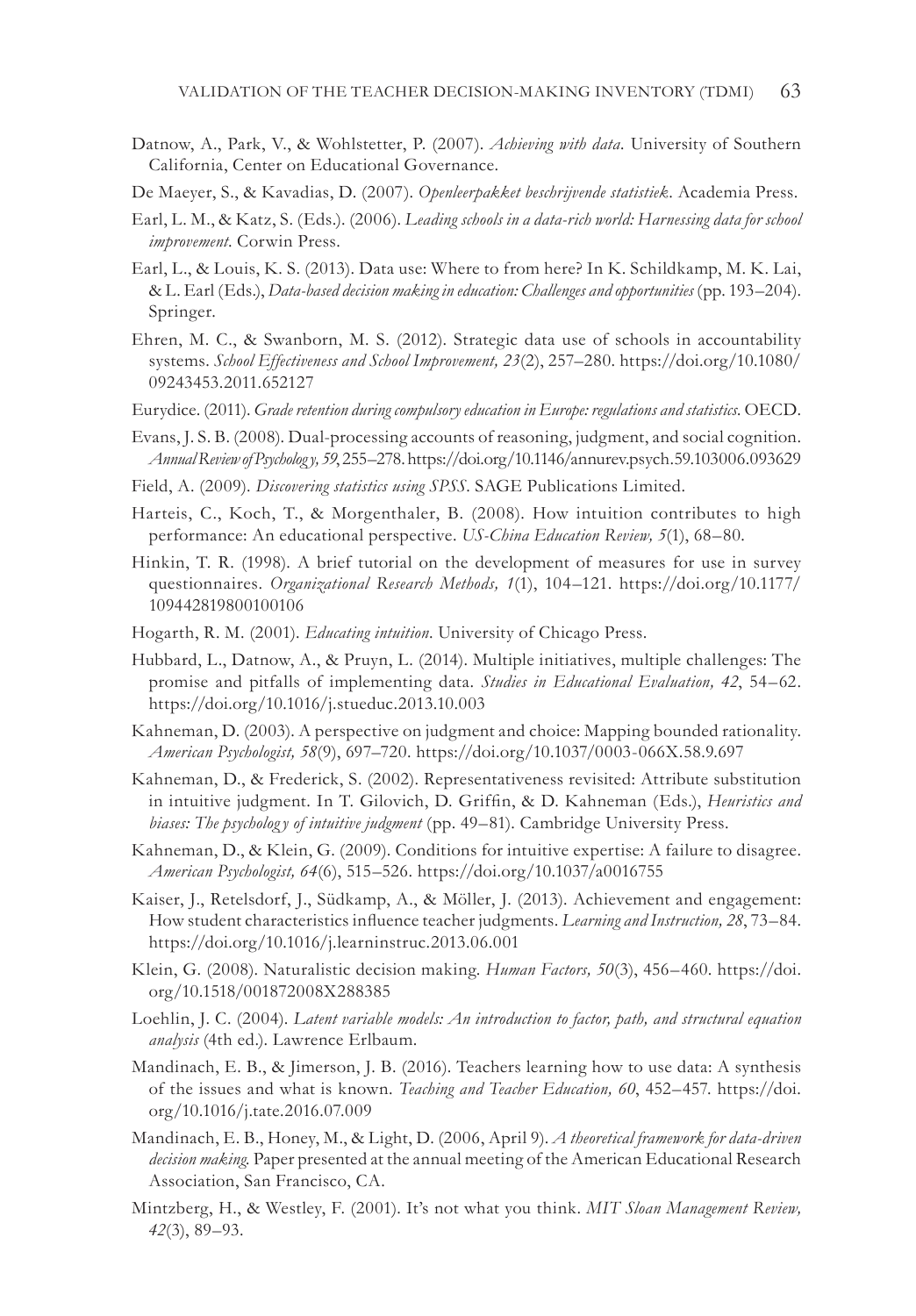Datnow, A., Park, V., & Wohlstetter, P. (2007). *Achieving with data*. University of Southern California, Center on Educational Governance.

De Maeyer, S., & Kavadias, D. (2007). *Openleerpakket beschrijvende statistiek*. Academia Press.

Earl, L. M., & Katz, S. (Eds.). (2006). *Leading schools in a data-rich world: Harnessing data for school improvement*. Corwin Press.

Earl, L., & Louis, K. S. (2013). Data use: Where to from here? In K. Schildkamp, M. K. Lai, & L. Earl (Eds.), *Data-based decision making in education: Challenges and opportunities* (pp. 193–204). Springer.

Ehren, M. C., & Swanborn, M. S. (2012). Strategic data use of schools in accountability systems. *School Effectiveness and School Improvement, 23*(2), 257–280. https://doi.org/10.1080/09243453.2011.652127

Eurydice. (2011). *Grade retention during compulsory education in Europe: regulations and statistics*. OECD.

Evans, J. S. B. (2008). Dual-processing accounts of reasoning, judgment, and social cognition. *Annual Review of Psychology, 59*, 255–278. https://doi.org/10.1146/annurev.psych.59.103006.093629

Field, A. (2009). *Discovering statistics using SPSS*. SAGE Publications Limited.

Harteis, C., Koch, T., & Morgenthaler, B. (2008). How intuition contributes to high performance: An educational perspective. *US-China Education Review, 5*(1), 68–80.

Hinkin, T. R. (1998). A brief tutorial on the development of measures for use in survey questionnaires. *Organizational Research Methods, 1*(1), 104–121. https://doi.org/10.1177/109442819800100106

Hogarth, R. M. (2001). *Educating intuition*. University of Chicago Press.

Hubbard, L., Datnow, A., & Pruyn, L. (2014). Multiple initiatives, multiple challenges: The promise and pitfalls of implementing data. *Studies in Educational Evaluation, 42*, 54–62. https://doi.org/10.1016/j.stueduc.2013.10.003

Kahneman, D. (2003). A perspective on judgment and choice: Mapping bounded rationality. *American Psychologist, 58*(9), 697–720. https://doi.org/10.1037/0003-066X.58.9.697

Kahneman, D., & Frederick, S. (2002). Representativeness revisited: Attribute substitution in intuitive judgment. In T. Gilovich, D. Griffin, & D. Kahneman (Eds.), *Heuristics and biases: The psychology of intuitive judgment* (pp. 49–81). Cambridge University Press.

Kahneman, D., & Klein, G. (2009). Conditions for intuitive expertise: A failure to disagree. *American Psychologist, 64*(6), 515–526. https://doi.org/10.1037/a0016755

Kaiser, J., Retelsdorf, J., Südkamp, A., & Möller, J. (2013). Achievement and engagement: How student characteristics influence teacher judgments. *Learning and Instruction, 28*, 73–84. https://doi.org/10.1016/j.learninstruc.2013.06.001

Klein, G. (2008). Naturalistic decision making. *Human Factors, 50*(3), 456–460. https://doi.org/10.1518/001872008X288385

Loehlin, J. C. (2004). *Latent variable models: An introduction to factor, path, and structural equation analysis* (4th ed.). Lawrence Erlbaum.

Mandinach, E. B., & Jimerson, J. B. (2016). Teachers learning how to use data: A synthesis of the issues and what is known. *Teaching and Teacher Education, 60*, 452–457. https://doi.org/10.1016/j.tate.2016.07.009

Mandinach, E. B., Honey, M., & Light, D. (2006, April 9). *A theoretical framework for data-driven decision making*. Paper presented at the annual meeting of the American Educational Research Association, San Francisco, CA.

Mintzberg, H., & Westley, F. (2001). It's not what you think. *MIT Sloan Management Review, 42*(3), 89–93.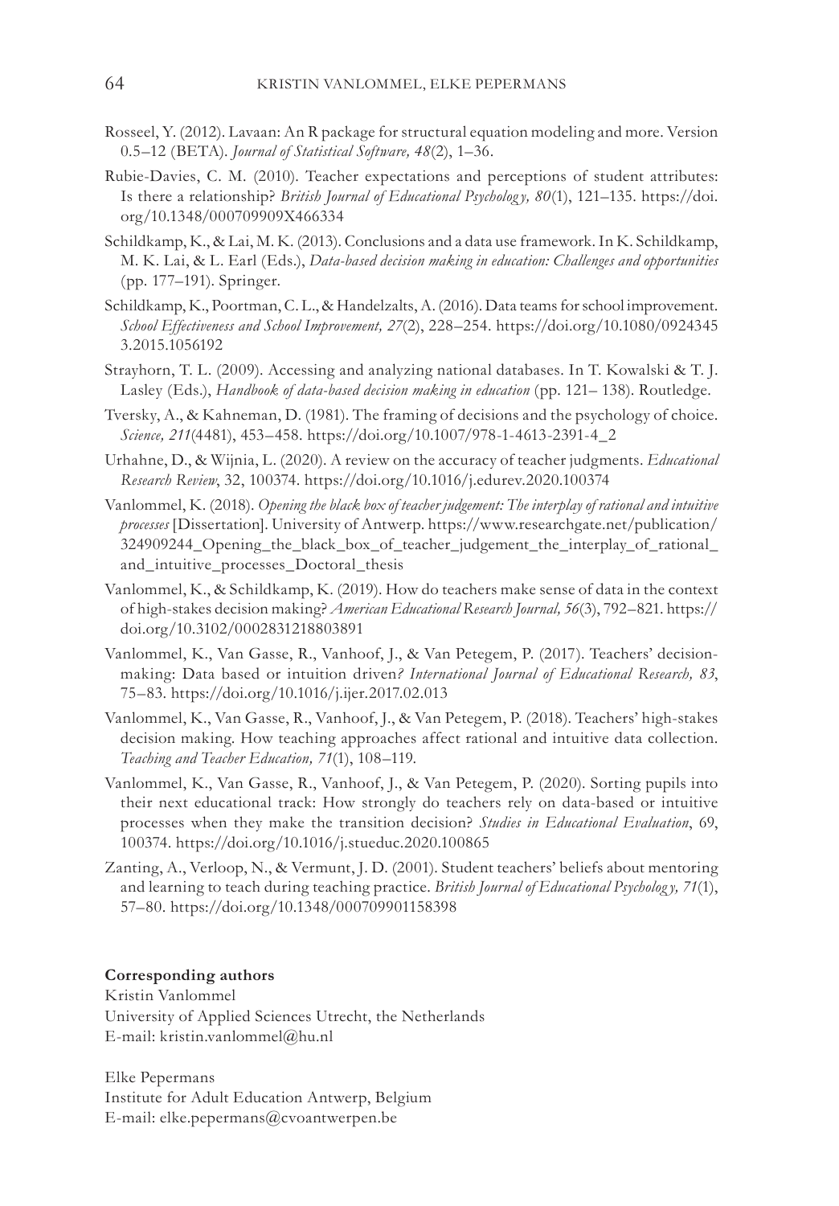Rosseel, Y. (2012). Lavaan: An R package for structural equation modeling and more. Version 0.5–12 (BETA). *Journal of Statistical Software, 48*(2), 1–36.

Rubie-Davies, C. M. (2010). Teacher expectations and perceptions of student attributes: Is there a relationship? *British Journal of Educational Psychology, 80*(1), 121–135. https://doi.org/10.1348/000709909X466334

Schildkamp, K., & Lai, M. K. (2013). Conclusions and a data use framework. In K. Schildkamp, M. K. Lai, & L. Earl (Eds.), *Data-based decision making in education: Challenges and opportunities* (pp. 177–191). Springer.

Schildkamp, K., Poortman, C. L., & Handelzalts, A. (2016). Data teams for school improvement. *School Effectiveness and School Improvement, 27*(2), 228–254. https://doi.org/10.1080/09243453.2015.1056192

Strayhorn, T. L. (2009). Accessing and analyzing national databases. In T. Kowalski & T. J. Lasley (Eds.), *Handbook of data-based decision making in education* (pp. 121– 138). Routledge.

Tversky, A., & Kahneman, D. (1981). The framing of decisions and the psychology of choice. *Science, 211*(4481), 453–458. https://doi.org/10.1007/978-1-4613-2391-4_2

Urhahne, D., & Wijnia, L. (2020). A review on the accuracy of teacher judgments. *Educational Research Review*, 32, 100374. https://doi.org/10.1016/j.edurev.2020.100374

Vanlommel, K. (2018). *Opening the black box of teacher judgement: The interplay of rational and intuitive processes* [Dissertation]. University of Antwerp. https://www.researchgate.net/publication/324909244_Opening_the_black_box_of_teacher_judgement_the_interplay_of_rational_and_intuitive_processes_Doctoral_thesis

Vanlommel, K., & Schildkamp, K. (2019). How do teachers make sense of data in the context of high-stakes decision making? *American Educational Research Journal, 56*(3), 792–821. https://doi.org/10.3102/0002831218803891

Vanlommel, K., Van Gasse, R., Vanhoof, J., & Van Petegem, P. (2017). Teachers' decision-making: Data based or intuition driven? *International Journal of Educational Research, 83*, 75–83. https://doi.org/10.1016/j.ijer.2017.02.013

Vanlommel, K., Van Gasse, R., Vanhoof, J., & Van Petegem, P. (2018). Teachers' high-stakes decision making. How teaching approaches affect rational and intuitive data collection. *Teaching and Teacher Education, 71*(1), 108–119.

Vanlommel, K., Van Gasse, R., Vanhoof, J., & Van Petegem, P. (2020). Sorting pupils into their next educational track: How strongly do teachers rely on data-based or intuitive processes when they make the transition decision? *Studies in Educational Evaluation*, 69, 100374. https://doi.org/10.1016/j.stueduc.2020.100865

Zanting, A., Verloop, N., & Vermunt, J. D. (2001). Student teachers' beliefs about mentoring and learning to teach during teaching practice. *British Journal of Educational Psychology, 71*(1), 57–80. https://doi.org/10.1348/000709901158398

**Corresponding authors**

Kristin Vanlommel
University of Applied Sciences Utrecht, the Netherlands
E-mail: kristin.vanlommel@hu.nl

Elke Pepermans
Institute for Adult Education Antwerp, Belgium
E-mail: elke.pepermans@cvoantwerpen.be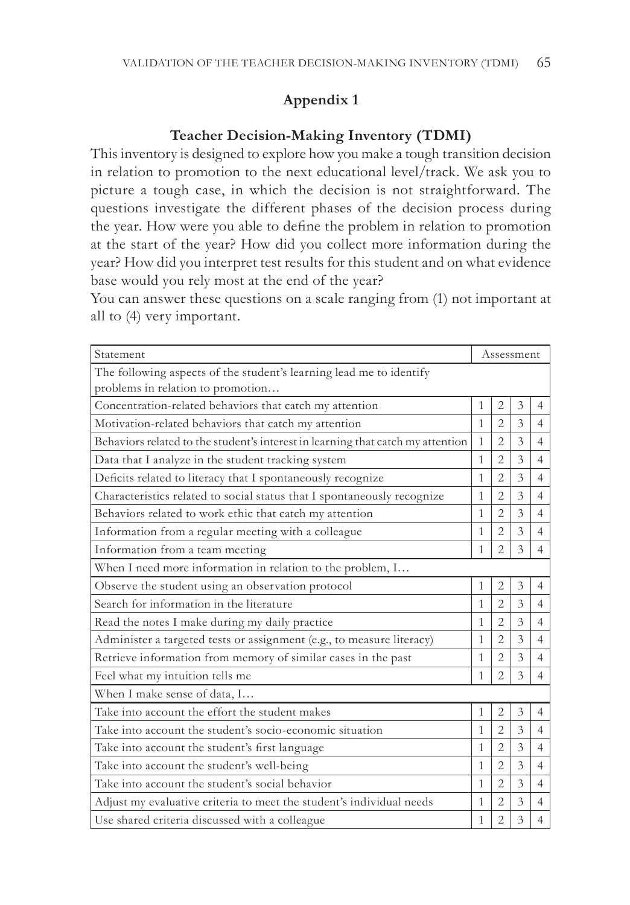## Appendix 1

### Teacher Decision-Making Inventory (TDMI)

This inventory is designed to explore how you make a tough transition decision in relation to promotion to the next educational level/track. We ask you to picture a tough case, in which the decision is not straightforward. The questions investigate the different phases of the decision process during the year. How were you able to define the problem in relation to promotion at the start of the year? How did you collect more information during the year? How did you interpret test results for this student and on what evidence base would you rely most at the end of the year?

You can answer these questions on a scale ranging from (1) not important at all to (4) very important.

| Statement | Assessment | | | |
|---|---|---|---|---|
| The following aspects of the student's learning lead me to identify problems in relation to promotion… | | | | |
| Concentration-related behaviors that catch my attention | 1 | 2 | 3 | 4 |
| Motivation-related behaviors that catch my attention | 1 | 2 | 3 | 4 |
| Behaviors related to the student's interest in learning that catch my attention | 1 | 2 | 3 | 4 |
| Data that I analyze in the student tracking system | 1 | 2 | 3 | 4 |
| Deficits related to literacy that I spontaneously recognize | 1 | 2 | 3 | 4 |
| Characteristics related to social status that I spontaneously recognize | 1 | 2 | 3 | 4 |
| Behaviors related to work ethic that catch my attention | 1 | 2 | 3 | 4 |
| Information from a regular meeting with a colleague | 1 | 2 | 3 | 4 |
| Information from a team meeting | 1 | 2 | 3 | 4 |
| When I need more information in relation to the problem, I… | | | | |
| Observe the student using an observation protocol | 1 | 2 | 3 | 4 |
| Search for information in the literature | 1 | 2 | 3 | 4 |
| Read the notes I make during my daily practice | 1 | 2 | 3 | 4 |
| Administer a targeted tests or assignment (e.g., to measure literacy) | 1 | 2 | 3 | 4 |
| Retrieve information from memory of similar cases in the past | 1 | 2 | 3 | 4 |
| Feel what my intuition tells me | 1 | 2 | 3 | 4 |
| When I make sense of data, I… | | | | |
| Take into account the effort the student makes | 1 | 2 | 3 | 4 |
| Take into account the student's socio-economic situation | 1 | 2 | 3 | 4 |
| Take into account the student's first language | 1 | 2 | 3 | 4 |
| Take into account the student's well-being | 1 | 2 | 3 | 4 |
| Take into account the student's social behavior | 1 | 2 | 3 | 4 |
| Adjust my evaluative criteria to meet the student's individual needs | 1 | 2 | 3 | 4 |
| Use shared criteria discussed with a colleague | 1 | 2 | 3 | 4 |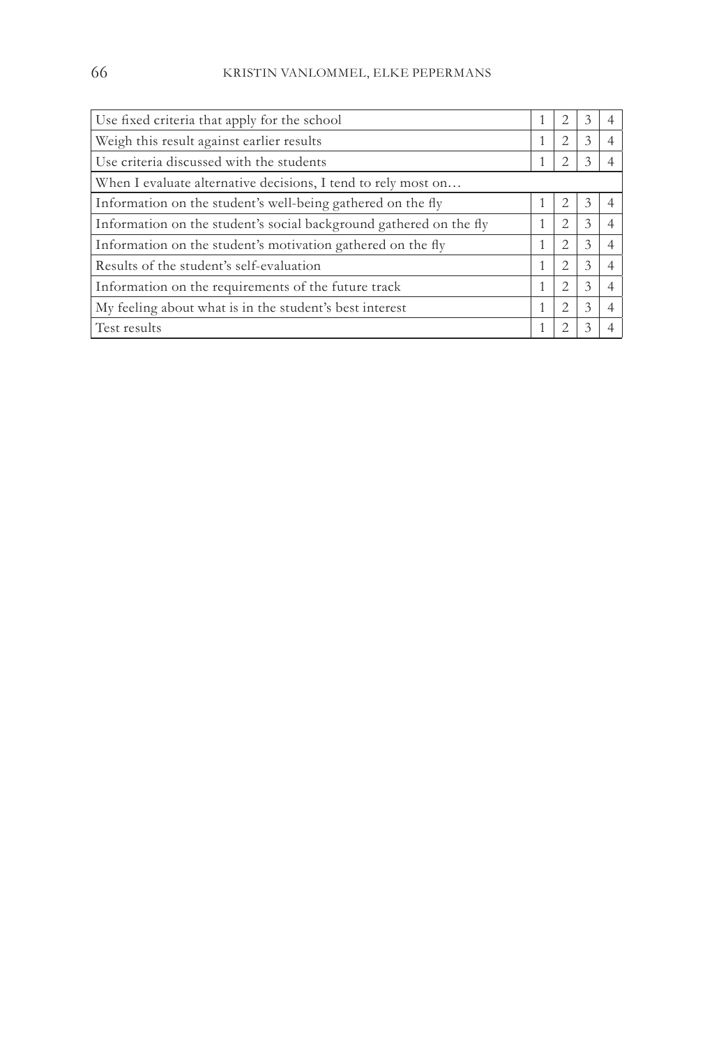| | | | | |
|---|---|---|---|---|
| Use fixed criteria that apply for the school | 1 | 2 | 3 | 4 |
| Weigh this result against earlier results | 1 | 2 | 3 | 4 |
| Use criteria discussed with the students | 1 | 2 | 3 | 4 |
| When I evaluate alternative decisions, I tend to rely most on… | | | | |
| Information on the student's well-being gathered on the fly | 1 | 2 | 3 | 4 |
| Information on the student's social background gathered on the fly | 1 | 2 | 3 | 4 |
| Information on the student's motivation gathered on the fly | 1 | 2 | 3 | 4 |
| Results of the student's self-evaluation | 1 | 2 | 3 | 4 |
| Information on the requirements of the future track | 1 | 2 | 3 | 4 |
| My feeling about what is in the student's best interest | 1 | 2 | 3 | 4 |
| Test results | 1 | 2 | 3 | 4 |